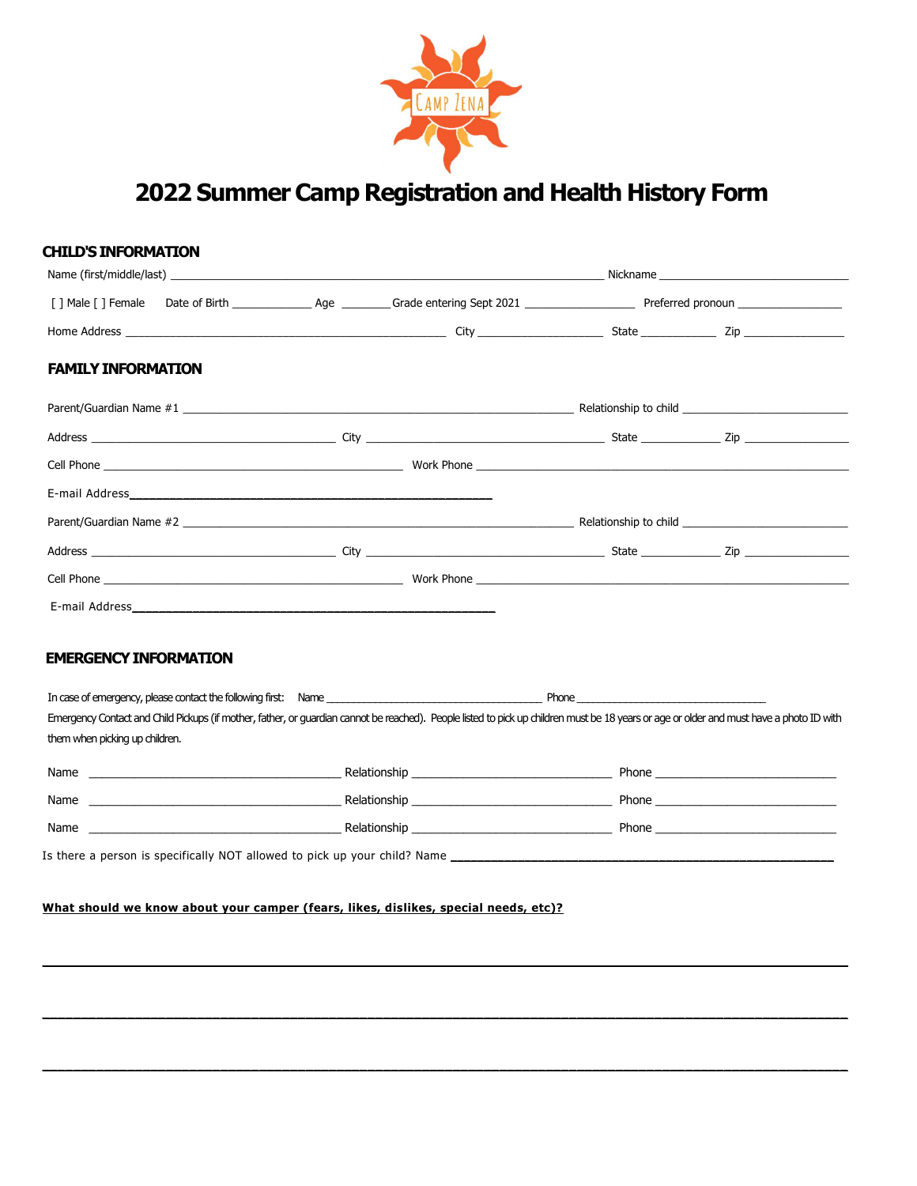Camp Zena

# 2022 Summer Camp Registration and Health History Form

## CHILD'S INFORMATION

Name (first/middle/last) ____________________________________________ Nickname ______________________

[ ] Male [ ] Female Date of Birth __________ Age _______ Grade entering Sept 2021 _____________ Preferred pronoun ____________

Home Address ________________________________________ City _______________ State _________ Zip ____________

## FAMILY INFORMATION

Parent/Guardian Name #1 ________________________________________ Relationship to child ____________________

Address ______________________________ City ______________________________ State _________ Zip ____________

Cell Phone ____________________________________ Work Phone ____________________________________________

E-mail Address____________________________________________

Parent/Guardian Name #2 ________________________________________ Relationship to child ____________________

Address ______________________________ City ______________________________ State _________ Zip ____________

Cell Phone ____________________________________ Work Phone ____________________________________________

E-mail Address____________________________________________

## EMERGENCY INFORMATION

In case of emergency, please contact the following first: Name ____________________________ Phone _________________________

Emergency Contact and Child Pickups (if mother, father, or guardian cannot be reached). People listed to pick up children must be 18 years or age or older and must have a photo ID with them when picking up children.

Name ______________________________ Relationship ________________________ Phone ______________________

Name ______________________________ Relationship ________________________ Phone ______________________

Name ______________________________ Relationship ________________________ Phone ______________________

Is there a person is specifically NOT allowed to pick up your child? Name ____________________________________________

**What should we know about your camper (fears, likes, dislikes, special needs, etc)?**

______________________________________________________________________________________________

______________________________________________________________________________________________

______________________________________________________________________________________________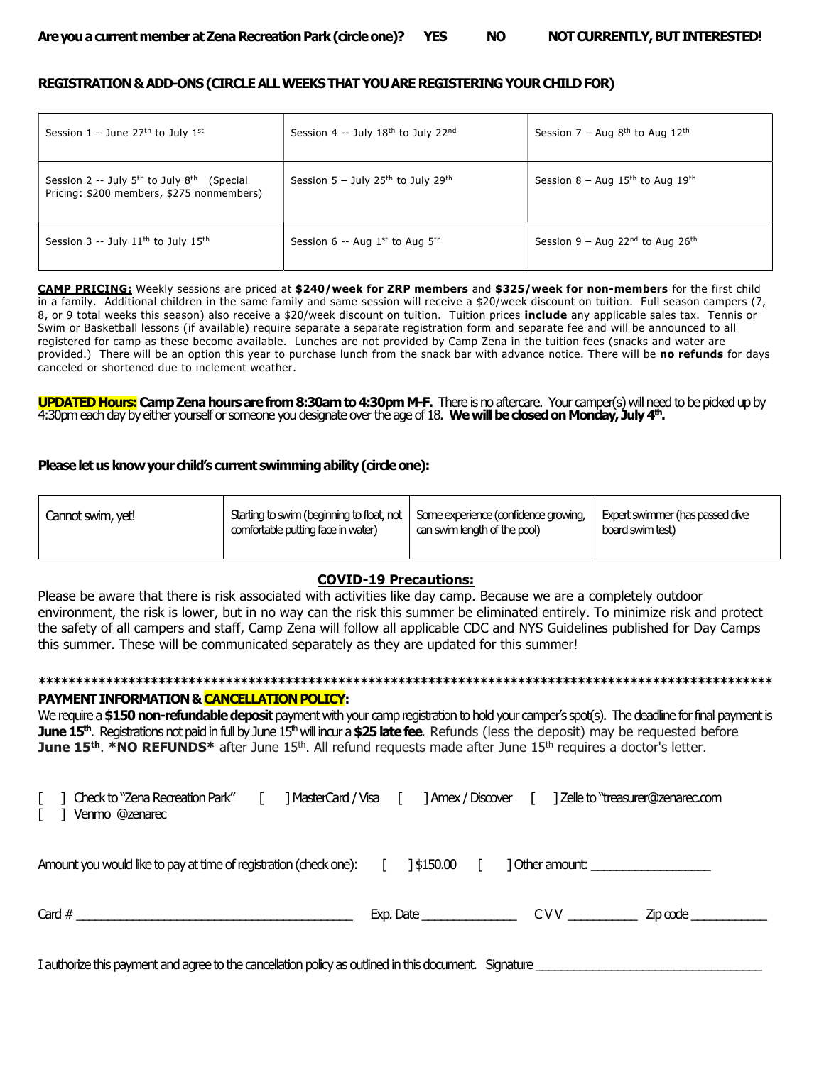**Are you a current member at Zena Recreation Park (circle one)? YES NO NOT CURRENTLY, BUT INTERESTED!**

**REGISTRATION & ADD-ONS (CIRCLE ALL WEEKS THAT YOU ARE REGISTERING YOUR CHILD FOR)**

| | | |
|---|---|---|
| Session 1 – June 27th to July 1st | Session 4 -- July 18th to July 22nd | Session 7 – Aug 8th to Aug 12th |
| Session 2 -- July 5th to July 8th (Special Pricing: $200 members, $275 nonmembers) | Session 5 – July 25th to July 29th | Session 8 – Aug 15th to Aug 19th |
| Session 3 -- July 11th to July 15th | Session 6 -- Aug 1st to Aug 5th | Session 9 – Aug 22nd to Aug 26th |

**CAMP PRICING:** Weekly sessions are priced at **$240/week for ZRP members** and **$325/week for non-members** for the first child in a family. Additional children in the same family and same session will receive a $20/week discount on tuition. Full season campers (7, 8, or 9 total weeks this season) also receive a $20/week discount on tuition. Tuition prices **include** any applicable sales tax. Tennis or Swim or Basketball lessons (if available) require separate a separate registration form and separate fee and will be announced to all registered for camp as these become available. Lunches are not provided by Camp Zena in the tuition fees (snacks and water are provided.) There will be an option this year to purchase lunch from the snack bar with advance notice. There will be **no refunds** for days canceled or shortened due to inclement weather.

**UPDATED Hours: Camp Zena hours are from 8:30am to 4:30pm M-F.** There is no aftercare. Your camper(s) will need to be picked up by 4:30pm each day by either yourself or someone you designate over the age of 18. **We will be closed on Monday, July 4th.**

**Please let us know your child's current swimming ability (circle one):**

| | | | |
|---|---|---|---|
| Cannot swim, yet! | Starting to swim (beginning to float, not comfortable putting face in water) | Some experience (confidence growing, can swim length of the pool) | Expert swimmer (has passed dive board swim test) |

## COVID-19 Precautions:

Please be aware that there is risk associated with activities like day camp. Because we are a completely outdoor environment, the risk is lower, but in no way can the risk this summer be eliminated entirely. To minimize risk and protect the safety of all campers and staff, Camp Zena will follow all applicable CDC and NYS Guidelines published for Day Camps this summer. These will be communicated separately as they are updated for this summer!

*****************************************************************************************************

**PAYMENT INFORMATION & CANCELLATION POLICY:**

We require a **$150 non-refundable deposit** payment with your camp registration to hold your camper's spot(s). The deadline for final payment is **June 15th**. Registrations not paid in full by June 15th will incur a **$25 late fee**. Refunds (less the deposit) may be requested before **June 15th**. ***NO REFUNDS*** after June 15th. All refund requests made after June 15th requires a doctor's letter.

[ ] Check to "Zena Recreation Park" [ ] MasterCard / Visa [ ] Amex / Discover [ ] Zelle to "treasurer@zenarec.com
[ ] Venmo @zenarec

Amount you would like to pay at time of registration (check one): [ ] $150.00 [ ] Other amount: ________________

Card # ________________________________________ Exp. Date ______________ CVV __________ Zip code ___________

I authorize this payment and agree to the cancellation policy as outlined in this document. Signature _________________________________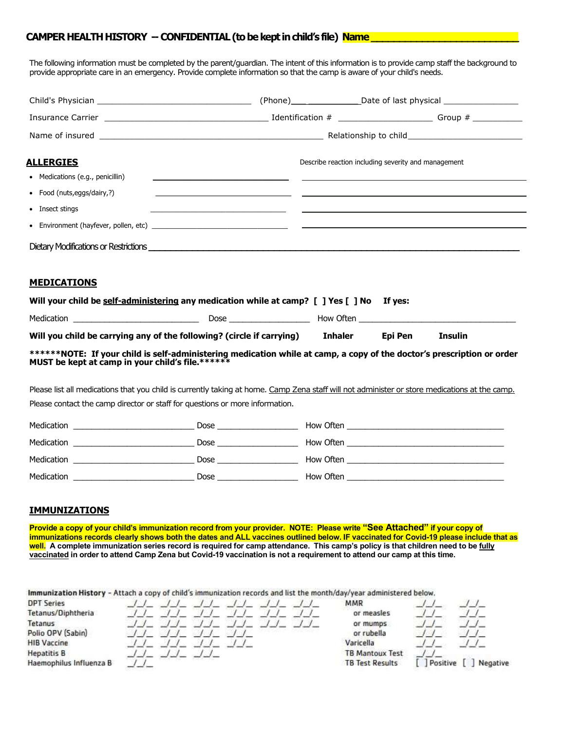## CAMPER HEALTH HISTORY -- CONFIDENTIAL (to be kept in child's file) **Name \_\_\_\_\_\_\_\_\_\_\_\_\_\_\_\_\_\_\_\_\_\_\_\_\_\_**

The following information must be completed by the parent/guardian. The intent of this information is to provide camp staff the background to provide appropriate care in an emergency. Provide complete information so that the camp is aware of your child's needs.

Child's Physician \_\_\_\_\_\_\_\_\_\_\_\_\_\_\_\_\_\_\_\_\_\_\_\_\_\_\_\_\_\_\_\_ (Phone)\_\_\_\_\_\_\_\_\_\_\_\_\_\_\_ Date of last physical \_\_\_\_\_\_\_\_\_\_\_\_\_\_\_\_

Insurance Carrier \_\_\_\_\_\_\_\_\_\_\_\_\_\_\_\_\_\_\_\_\_\_\_\_\_\_\_\_\_\_\_\_\_\_ Identification # \_\_\_\_\_\_\_\_\_\_\_\_\_\_\_\_\_\_\_\_ Group # \_\_\_\_\_\_\_\_\_\_\_

Name of insured \_\_\_\_\_\_\_\_\_\_\_\_\_\_\_\_\_\_\_\_\_\_\_\_\_\_\_\_\_\_\_\_\_\_\_\_\_\_\_\_\_\_\_\_\_\_\_ Relationship to child\_\_\_\_\_\_\_\_\_\_\_\_\_\_\_\_\_\_\_\_\_\_\_\_

### ALLERGIES

| | | Describe reaction including severity and management |
|---|---|---|
| • Medications (e.g., penicillin) | \_\_\_\_\_\_\_\_\_\_\_\_\_\_\_\_\_\_\_\_ | \_\_\_\_\_\_\_\_\_\_\_\_\_\_\_\_\_\_\_\_\_\_\_\_\_\_\_\_\_\_\_\_\_\_ |
| • Food (nuts,eggs/dairy,?) | \_\_\_\_\_\_\_\_\_\_\_\_\_\_\_\_\_\_\_\_ | \_\_\_\_\_\_\_\_\_\_\_\_\_\_\_\_\_\_\_\_\_\_\_\_\_\_\_\_\_\_\_\_\_\_ |
| • Insect stings | \_\_\_\_\_\_\_\_\_\_\_\_\_\_\_\_\_\_\_\_ | \_\_\_\_\_\_\_\_\_\_\_\_\_\_\_\_\_\_\_\_\_\_\_\_\_\_\_\_\_\_\_\_\_\_ |
| • Environment (hayfever, pollen, etc) | \_\_\_\_\_\_\_\_\_\_\_\_\_\_\_\_\_\_\_\_ | \_\_\_\_\_\_\_\_\_\_\_\_\_\_\_\_\_\_\_\_\_\_\_\_\_\_\_\_\_\_\_\_\_\_ |

Dietary Modifications or Restrictions \_\_\_\_\_\_\_\_\_\_\_\_\_\_\_\_\_\_\_\_\_\_\_\_\_\_\_\_\_\_\_\_\_\_\_\_\_\_\_\_\_\_\_\_\_\_\_\_\_\_\_\_\_\_\_\_\_\_\_\_

### MEDICATIONS

**Will your child be <u>self-administering</u> any medication while at camp? [ ] Yes [ ] No If yes:**

Medication \_\_\_\_\_\_\_\_\_\_\_\_\_\_\_\_\_\_\_\_\_\_\_\_\_\_ Dose \_\_\_\_\_\_\_\_\_\_\_\_\_\_\_\_\_ How Often \_\_\_\_\_\_\_\_\_\_\_\_\_\_\_\_\_\_\_\_\_\_\_\_\_\_\_\_\_\_\_\_\_

**Will you child be carrying any of the following? (circle if carrying) Inhaler Epi Pen Insulin**

**\*\*\*\*\*\*NOTE: If your child is self-administering medication while at camp, a copy of the doctor's prescription or order MUST be kept at camp in your child's file.\*\*\*\*\*\***

Please list all medications that you child is currently taking at home. <u>Camp Zena staff will not administer or store medications at the camp.</u>

Please contact the camp director or staff for questions or more information.

Medication \_\_\_\_\_\_\_\_\_\_\_\_\_\_\_\_\_\_\_\_\_\_\_\_\_\_ Dose \_\_\_\_\_\_\_\_\_\_\_\_\_\_\_\_\_ How Often \_\_\_\_\_\_\_\_\_\_\_\_\_\_\_\_\_\_\_\_\_\_\_\_\_\_\_\_\_\_\_\_\_

Medication \_\_\_\_\_\_\_\_\_\_\_\_\_\_\_\_\_\_\_\_\_\_\_\_\_\_ Dose \_\_\_\_\_\_\_\_\_\_\_\_\_\_\_\_\_ How Often \_\_\_\_\_\_\_\_\_\_\_\_\_\_\_\_\_\_\_\_\_\_\_\_\_\_\_\_\_\_\_\_\_

Medication \_\_\_\_\_\_\_\_\_\_\_\_\_\_\_\_\_\_\_\_\_\_\_\_\_\_ Dose \_\_\_\_\_\_\_\_\_\_\_\_\_\_\_\_\_ How Often \_\_\_\_\_\_\_\_\_\_\_\_\_\_\_\_\_\_\_\_\_\_\_\_\_\_\_\_\_\_\_\_\_

Medication \_\_\_\_\_\_\_\_\_\_\_\_\_\_\_\_\_\_\_\_\_\_\_\_\_\_ Dose \_\_\_\_\_\_\_\_\_\_\_\_\_\_\_\_\_ How Often \_\_\_\_\_\_\_\_\_\_\_\_\_\_\_\_\_\_\_\_\_\_\_\_\_\_\_\_\_\_\_\_\_

### IMMUNIZATIONS

**Provide a copy of your child's immunization record from your provider. NOTE: Please write "See Attached" if your copy of immunizations records clearly shows both the dates and ALL vaccines outlined below. IF vaccinated for Covid-19 please include that as well. A complete immunization series record is required for camp attendance. This camp's policy is that children need to be <u>fully vaccinated</u> in order to attend Camp Zena but Covid-19 vaccination is not a requirement to attend our camp at this time.**

**Immunization History** - Attach a copy of child's immunization records and list the month/day/year administered below.

| | | | | | | | | | |
|---|---|---|---|---|---|---|---|---|---|
| DPT Series | \_/\_/\_ | \_/\_/\_ | \_/\_/\_ | \_/\_/\_ | \_/\_/\_ | \_/\_/\_ | MMR | \_/\_/\_ | \_/\_/\_ |
| Tetanus/Diphtheria | \_/\_/\_ | \_/\_/\_ | \_/\_/\_ | \_/\_/\_ | \_/\_/\_ | \_/\_/\_ | or measles | \_/\_/\_ | \_/\_/\_ |
| Tetanus | \_/\_/\_ | \_/\_/\_ | \_/\_/\_ | \_/\_/\_ | \_/\_/\_ | \_/\_/\_ | or mumps | \_/\_/\_ | \_/\_/\_ |
| Polio OPV (Sabin) | \_/\_/\_ | \_/\_/\_ | \_/\_/\_ | \_/\_/\_ | | | or rubella | \_/\_/\_ | \_/\_/\_ |
| HIB Vaccine | \_/\_/\_ | \_/\_/\_ | \_/\_/\_ | \_/\_/\_ | | | Varicella | \_/\_/\_ | \_/\_/\_ |
| Hepatitis B | \_/\_/\_ | \_/\_/\_ | \_/\_/\_ | | | | TB Mantoux Test | \_/\_/\_ | |
| Haemophilus Influenza B | \_/\_/\_ | | | | | | TB Test Results | [ ] Positive | [ ] Negative |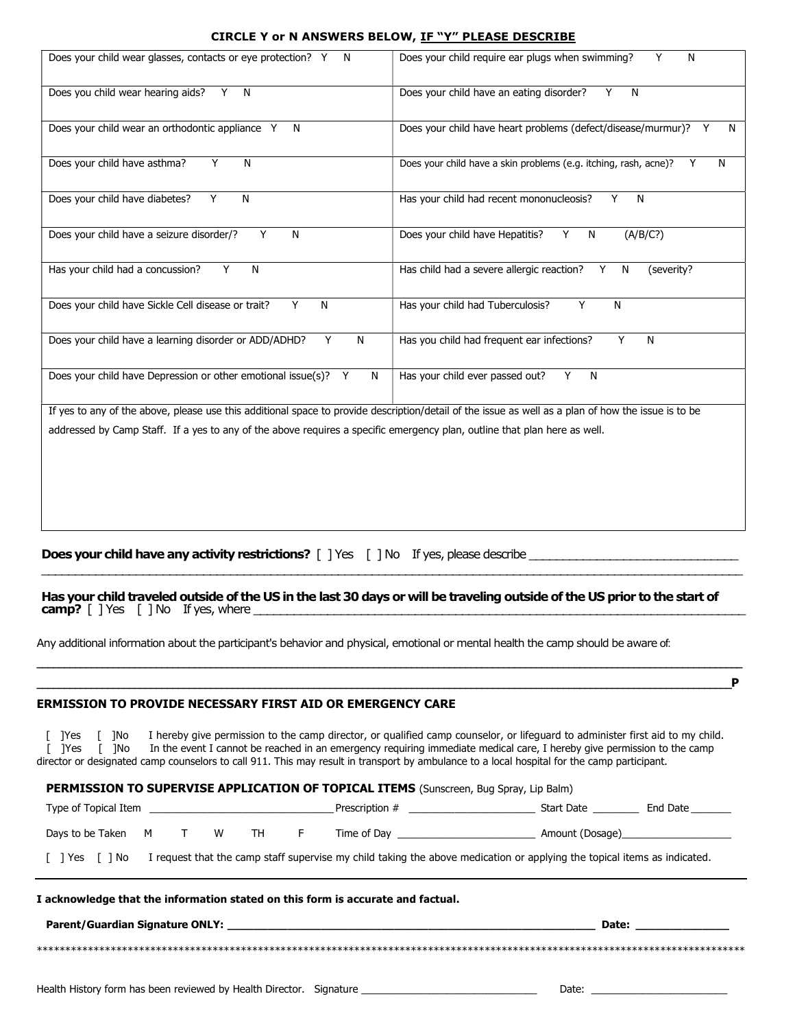**CIRCLE Y or N ANSWERS BELOW, IF "Y" PLEASE DESCRIBE**

| | |
|---|---|
| Does your child wear glasses, contacts or eye protection? Y N | Does your child require ear plugs when swimming? Y N |
| Does you child wear hearing aids? Y N | Does your child have an eating disorder? Y N |
| Does your child wear an orthodontic appliance Y N | Does your child have heart problems (defect/disease/murmur)? Y N |
| Does your child have asthma? Y N | Does your child have a skin problems (e.g. itching, rash, acne)? Y N |
| Does your child have diabetes? Y N | Has your child had recent mononucleosis? Y N |
| Does your child have a seizure disorder/? Y N | Does your child have Hepatitis? Y N (A/B/C?) |
| Has your child had a concussion? Y N | Has child had a severe allergic reaction? Y N (severity? |
| Does your child have Sickle Cell disease or trait? Y N | Has your child had Tuberculosis? Y N |
| Does your child have a learning disorder or ADD/ADHD? Y N | Has you child had frequent ear infections? Y N |
| Does your child have Depression or other emotional issue(s)? Y N | Has your child ever passed out? Y N |

If yes to any of the above, please use this additional space to provide description/detail of the issue as well as a plan of how the issue is to be addressed by Camp Staff. If a yes to any of the above requires a specific emergency plan, outline that plan here as well.

**Does your child have any activity restrictions?** [ ] Yes [ ] No If yes, please describe ________________________________

______________________________________________________________________________________________________

**Has your child traveled outside of the US in the last 30 days or will be traveling outside of the US prior to the start of camp?** [ ] Yes [ ] No If yes, where ________________________________________________________________

Any additional information about the participant's behavior and physical, emotional or mental health the camp should be aware of:

______________________________________________________________________________________________________

______________________________________________________________________________________________________

**PERMISSION TO PROVIDE NECESSARY FIRST AID OR EMERGENCY CARE**

[ ]Yes [ ]No I hereby give permission to the camp director, or qualified camp counselor, or lifeguard to administer first aid to my child.
[ ]Yes [ ]No In the event I cannot be reached in an emergency requiring immediate medical care, I hereby give permission to the camp director or designated camp counselors to call 911. This may result in transport by ambulance to a local hospital for the camp participant.

**PERMISSION TO SUPERVISE APPLICATION OF TOPICAL ITEMS** (Sunscreen, Bug Spray, Lip Balm)

Type of Topical Item ________________________________ Prescription # ______________________ Start Date ________ End Date _______

Days to be Taken M T W TH F Time of Day ________________________ Amount (Dosage)___________________

[ ] Yes [ ] No I request that the camp staff supervise my child taking the above medication or applying the topical items as indicated.

**I acknowledge that the information stated on this form is accurate and factual.**

**Parent/Guardian Signature ONLY:** ______________________________________________________________ **Date:** _______________

*******************************************************************************************************************************

Health History form has been reviewed by Health Director. Signature _______________________________ Date: ________________________